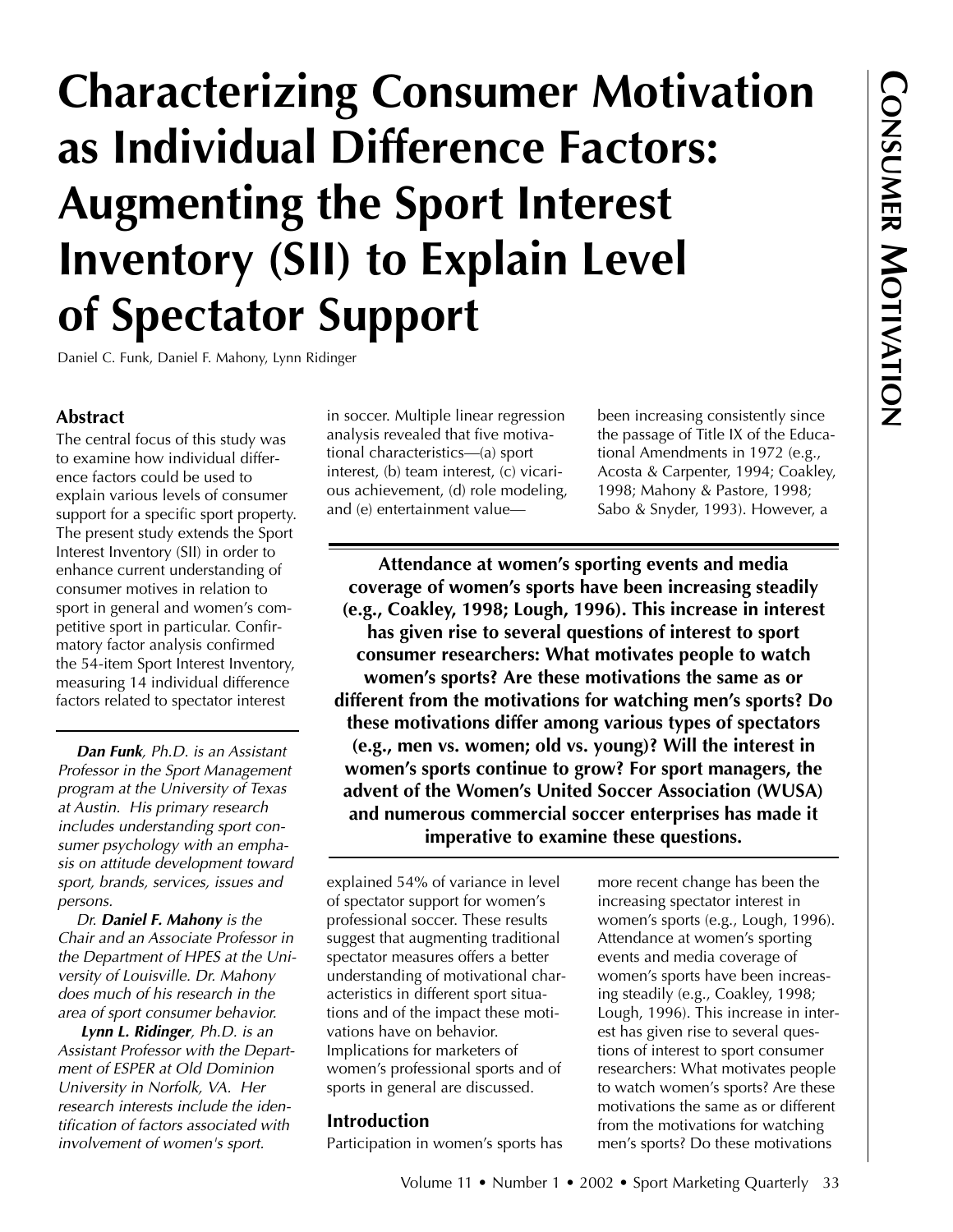# Characterizing Consumer Motivation as Individual Difference Factors: Augmenting the Sport Interest Inventory (SII) to Explain Level of Spectator Support

Daniel C. Funk, Daniel F. Mahony, Lynn Ridinger

## Abstract

The central focus of this study was to examine how individual difference factors could be used to explain various levels of consumer support for a specific sport property. The present study extends the Sport Interest Inventory (SII) in order to enhance current understanding of consumer motives in relation to sport in general and women's competitive sport in particular. Confirmatory factor analysis confirmed the 54-item Sport Interest Inventory, measuring 14 individual difference factors related to spectator interest in soccer. Multiple linear regression analysis revealed that five motivational characteristics—(a) sport interest, (b) team interest, (c) vicarious achievement, (d) role modeling, and (e) entertainment value—explained 54% of variance in level of spectator support for women's professional soccer. These results suggest that augmenting traditional spectator measures offers a better understanding of motivational characteristics in different sport situations and of the impact these motivations have on behavior. Implications for marketers of women's professional sports and of sports in general are discussed.

***Dan Funk**, Ph.D. is an Assistant Professor in the Sport Management program at the University of Texas at Austin. His primary research includes understanding sport consumer psychology with an emphasis on attitude development toward sport, brands, services, issues and persons.*

*Dr. **Daniel F. Mahony** is the Chair and an Associate Professor in the Department of HPES at the University of Louisville. Dr. Mahony does much of his research in the area of sport consumer behavior.*

***Lynn L. Ridinger**, Ph.D. is an Assistant Professor with the Department of ESPER at Old Dominion University in Norfolk, VA. Her research interests include the identification of factors associated with involvement of women's sport.*

**Attendance at women's sporting events and media coverage of women's sports have been increasing steadily (e.g., Coakley, 1998; Lough, 1996). This increase in interest has given rise to several questions of interest to sport consumer researchers: What motivates people to watch women's sports? Are these motivations the same as or different from the motivations for watching men's sports? Do these motivations differ among various types of spectators (e.g., men vs. women; old vs. young)? Will the interest in women's sports continue to grow? For sport managers, the advent of the Women's United Soccer Association (WUSA) and numerous commercial soccer enterprises has made it imperative to examine these questions.**

## Introduction

Participation in women's sports has been increasing consistently since the passage of Title IX of the Educational Amendments in 1972 (e.g., Acosta & Carpenter, 1994; Coakley, 1998; Mahony & Pastore, 1998; Sabo & Snyder, 1993). However, a more recent change has been the increasing spectator interest in women's sports (e.g., Lough, 1996). Attendance at women's sporting events and media coverage of women's sports have been increasing steadily (e.g., Coakley, 1998; Lough, 1996). This increase in interest has given rise to several questions of interest to sport consumer researchers: What motivates people to watch women's sports? Are these motivations the same as or different from the motivations for watching men's sports? Do these motivations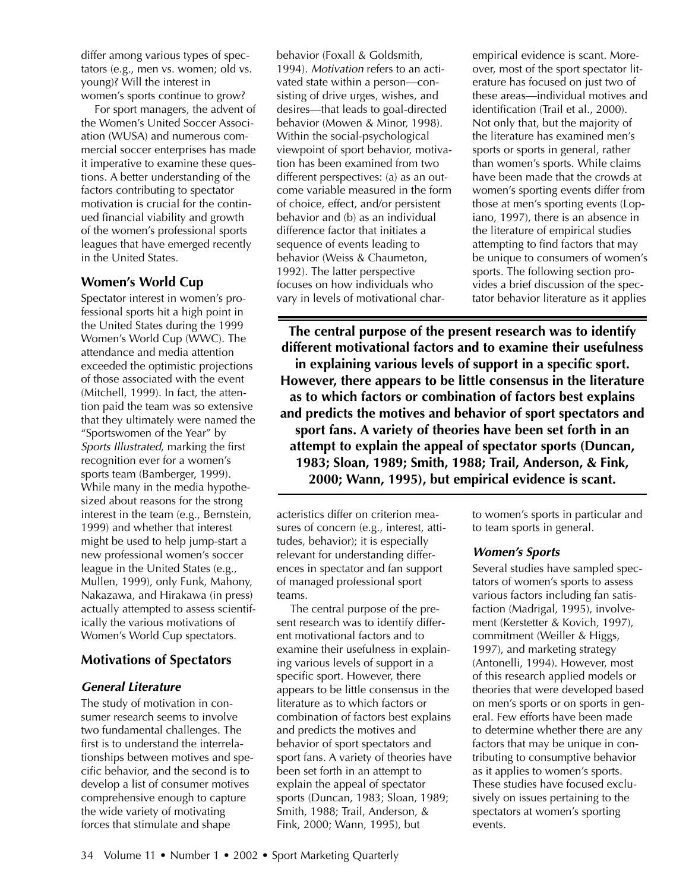differ among various types of spectators (e.g., men vs. women; old vs. young)? Will the interest in women's sports continue to grow?

For sport managers, the advent of the Women's United Soccer Association (WUSA) and numerous commercial soccer enterprises has made it imperative to examine these questions. A better understanding of the factors contributing to spectator motivation is crucial for the continued financial viability and growth of the women's professional sports leagues that have emerged recently in the United States.

## Women's World Cup

Spectator interest in women's professional sports hit a high point in the United States during the 1999 Women's World Cup (WWC). The attendance and media attention exceeded the optimistic projections of those associated with the event (Mitchell, 1999). In fact, the attention paid the team was so extensive that they ultimately were named the "Sportswomen of the Year" by *Sports Illustrated*, marking the first recognition ever for a women's sports team (Bamberger, 1999). While many in the media hypothesized about reasons for the strong interest in the team (e.g., Bernstein, 1999) and whether that interest might be used to help jump-start a new professional women's soccer league in the United States (e.g., Mullen, 1999), only Funk, Mahony, Nakazawa, and Hirakawa (in press) actually attempted to assess scientifically the various motivations of Women's World Cup spectators.

## Motivations of Spectators

### *General Literature*

The study of motivation in consumer research seems to involve two fundamental challenges. The first is to understand the interrelationships between motives and specific behavior, and the second is to develop a list of consumer motives comprehensive enough to capture the wide variety of motivating forces that stimulate and shape behavior (Foxall & Goldsmith, 1994). *Motivation* refers to an activated state within a person—consisting of drive urges, wishes, and desires—that leads to goal-directed behavior (Mowen & Minor, 1998). Within the social-psychological viewpoint of sport behavior, motivation has been examined from two different perspectives: (a) as an outcome variable measured in the form of choice, effect, and/or persistent behavior and (b) as an individual difference factor that initiates a sequence of events leading to behavior (Weiss & Chaumeton, 1992). The latter perspective focuses on how individuals who vary in levels of motivational characteristics differ on criterion measures of concern (e.g., interest, attitudes, behavior); it is especially relevant for understanding differences in spectator and fan support of managed professional sport teams.

The central purpose of the present research was to identify different motivational factors and to examine their usefulness in explaining various levels of support in a specific sport. However, there appears to be little consensus in the literature as to which factors or combination of factors best explains and predicts the motives and behavior of sport spectators and sport fans. A variety of theories have been set forth in an attempt to explain the appeal of spectator sports (Duncan, 1983; Sloan, 1989; Smith, 1988; Trail, Anderson, & Fink, 2000; Wann, 1995), but empirical evidence is scant. Moreover, most of the sport spectator literature has focused on just two of these areas—individual motives and identification (Trail et al., 2000). Not only that, but the majority of the literature has examined men's sports or sports in general, rather than women's sports. While claims have been made that the crowds at women's sporting events differ from those at men's sporting events (Lopiano, 1997), there is an absence in the literature of empirical studies attempting to find factors that may be unique to consumers of women's sports. The following section provides a brief discussion of the spectator behavior literature as it applies to women's sports in particular and to team sports in general.

**The central purpose of the present research was to identify different motivational factors and to examine their usefulness in explaining various levels of support in a specific sport. However, there appears to be little consensus in the literature as to which factors or combination of factors best explains and predicts the motives and behavior of sport spectators and sport fans. A variety of theories have been set forth in an attempt to explain the appeal of spectator sports (Duncan, 1983; Sloan, 1989; Smith, 1988; Trail, Anderson, & Fink, 2000; Wann, 1995), but empirical evidence is scant.**

### *Women's Sports*

Several studies have sampled spectators of women's sports to assess various factors including fan satisfaction (Madrigal, 1995), involvement (Kerstetter & Kovich, 1997), commitment (Weiller & Higgs, 1997), and marketing strategy (Antonelli, 1994). However, most of this research applied models or theories that were developed based on men's sports or on sports in general. Few efforts have been made to determine whether there are any factors that may be unique in contributing to consumptive behavior as it applies to women's sports. These studies have focused exclusively on issues pertaining to the spectators at women's sporting events.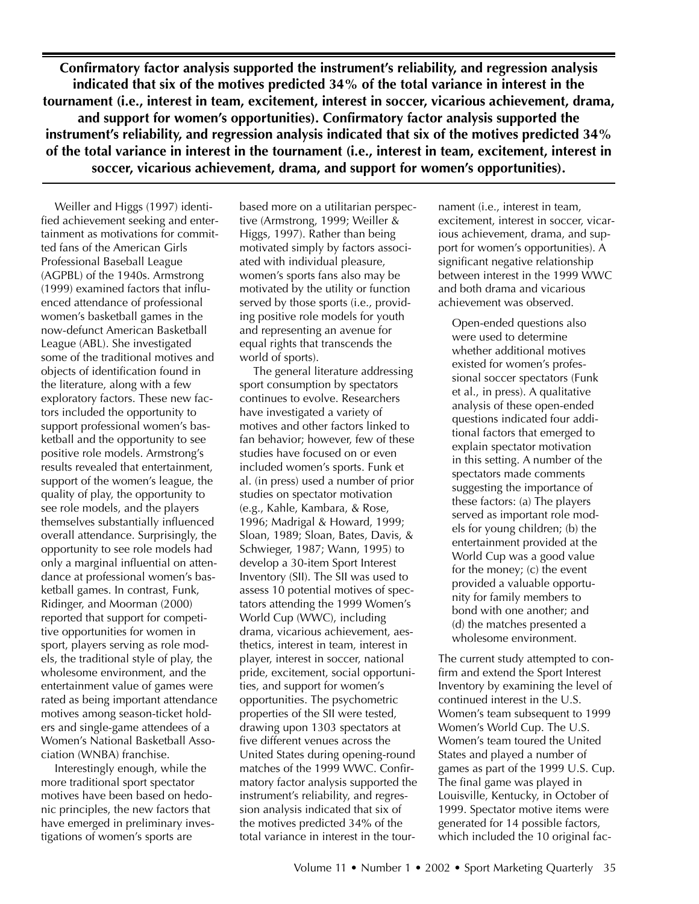**Confirmatory factor analysis supported the instrument's reliability, and regression analysis indicated that six of the motives predicted 34% of the total variance in interest in the tournament (i.e., interest in team, excitement, interest in soccer, vicarious achievement, drama, and support for women's opportunities). Confirmatory factor analysis supported the instrument's reliability, and regression analysis indicated that six of the motives predicted 34% of the total variance in interest in the tournament (i.e., interest in team, excitement, interest in soccer, vicarious achievement, drama, and support for women's opportunities).**

Weiller and Higgs (1997) identified achievement seeking and entertainment as motivations for committed fans of the American Girls Professional Baseball League (AGPBL) of the 1940s. Armstrong (1999) examined factors that influenced attendance of professional women's basketball games in the now-defunct American Basketball League (ABL). She investigated some of the traditional motives and objects of identification found in the literature, along with a few exploratory factors. These new factors included the opportunity to support professional women's basketball and the opportunity to see positive role models. Armstrong's results revealed that entertainment, support of the women's league, the quality of play, the opportunity to see role models, and the players themselves substantially influenced overall attendance. Surprisingly, the opportunity to see role models had only a marginal influential on attendance at professional women's basketball games. In contrast, Funk, Ridinger, and Moorman (2000) reported that support for competitive opportunities for women in sport, players serving as role models, the traditional style of play, the wholesome environment, and the entertainment value of games were rated as being important attendance motives among season-ticket holders and single-game attendees of a Women's National Basketball Association (WNBA) franchise.

Interestingly enough, while the more traditional sport spectator motives have been based on hedonic principles, the new factors that have emerged in preliminary investigations of women's sports are based more on a utilitarian perspective (Armstrong, 1999; Weiller & Higgs, 1997). Rather than being motivated simply by factors associated with individual pleasure, women's sports fans also may be motivated by the utility or function served by those sports (i.e., providing positive role models for youth and representing an avenue for equal rights that transcends the world of sports).

The general literature addressing sport consumption by spectators continues to evolve. Researchers have investigated a variety of motives and other factors linked to fan behavior; however, few of these studies have focused on or even included women's sports. Funk et al. (in press) used a number of prior studies on spectator motivation (e.g., Kahle, Kambara, & Rose, 1996; Madrigal & Howard, 1999; Sloan, 1989; Sloan, Bates, Davis, & Schwieger, 1987; Wann, 1995) to develop a 30-item Sport Interest Inventory (SII). The SII was used to assess 10 potential motives of spectators attending the 1999 Women's World Cup (WWC), including drama, vicarious achievement, aesthetics, interest in team, interest in player, interest in soccer, national pride, excitement, social opportunities, and support for women's opportunities. The psychometric properties of the SII were tested, drawing upon 1303 spectators at five different venues across the United States during opening-round matches of the 1999 WWC. Confirmatory factor analysis supported the instrument's reliability, and regression analysis indicated that six of the motives predicted 34% of the total variance in interest in the tournament (i.e., interest in team, excitement, interest in soccer, vicarious achievement, drama, and support for women's opportunities). A significant negative relationship between interest in the 1999 WWC and both drama and vicarious achievement was observed.

> Open-ended questions also were used to determine whether additional motives existed for women's professional soccer spectators (Funk et al., in press). A qualitative analysis of these open-ended questions indicated four additional factors that emerged to explain spectator motivation in this setting. A number of the spectators made comments suggesting the importance of these factors: (a) The players served as important role models for young children; (b) the entertainment provided at the World Cup was a good value for the money; (c) the event provided a valuable opportunity for family members to bond with one another; and (d) the matches presented a wholesome environment.

The current study attempted to confirm and extend the Sport Interest Inventory by examining the level of continued interest in the U.S. Women's team subsequent to 1999 Women's World Cup. The U.S. Women's team toured the United States and played a number of games as part of the 1999 U.S. Cup. The final game was played in Louisville, Kentucky, in October of 1999. Spectator motive items were generated for 14 possible factors, which included the 10 original fac-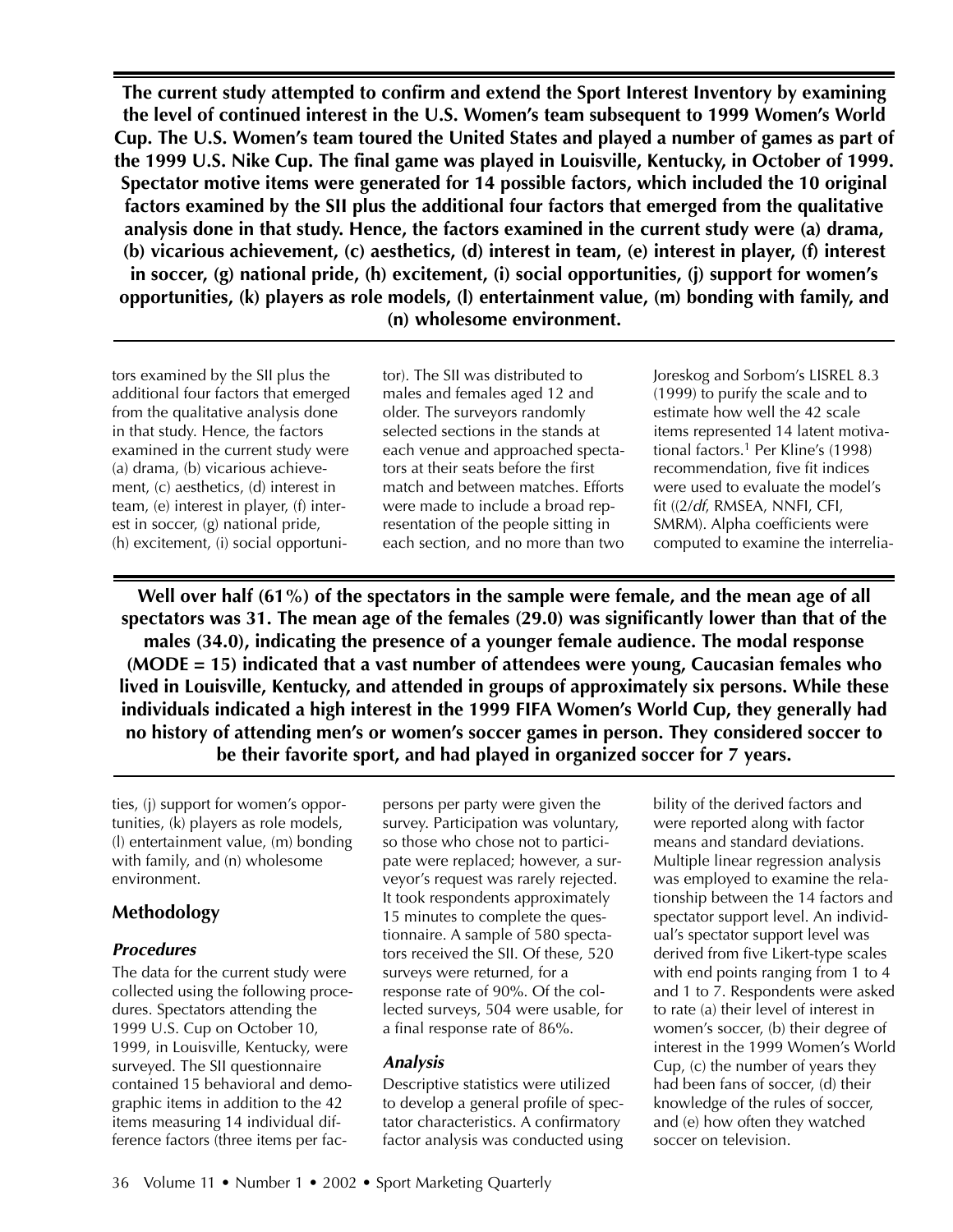**The current study attempted to confirm and extend the Sport Interest Inventory by examining the level of continued interest in the U.S. Women's team subsequent to 1999 Women's World Cup. The U.S. Women's team toured the United States and played a number of games as part of the 1999 U.S. Nike Cup. The final game was played in Louisville, Kentucky, in October of 1999. Spectator motive items were generated for 14 possible factors, which included the 10 original factors examined by the SII plus the additional four factors that emerged from the qualitative analysis done in that study. Hence, the factors examined in the current study were (a) drama, (b) vicarious achievement, (c) aesthetics, (d) interest in team, (e) interest in player, (f) interest in soccer, (g) national pride, (h) excitement, (i) social opportunities, (j) support for women's opportunities, (k) players as role models, (l) entertainment value, (m) bonding with family, and (n) wholesome environment.**

tors examined by the SII plus the additional four factors that emerged from the qualitative analysis done in that study. Hence, the factors examined in the current study were (a) drama, (b) vicarious achievement, (c) aesthetics, (d) interest in team, (e) interest in player, (f) interest in soccer, (g) national pride, (h) excitement, (i) social opportunities, (j) support for women's opportunities, (k) players as role models, (l) entertainment value, (m) bonding with family, and (n) wholesome environment.

**Well over half (61%) of the spectators in the sample were female, and the mean age of all spectators was 31. The mean age of the females (29.0) was significantly lower than that of the males (34.0), indicating the presence of a younger female audience. The modal response (MODE = 15) indicated that a vast number of attendees were young, Caucasian females who lived in Louisville, Kentucky, and attended in groups of approximately six persons. While these individuals indicated a high interest in the 1999 FIFA Women's World Cup, they generally had no history of attending men's or women's soccer games in person. They considered soccer to be their favorite sport, and had played in organized soccer for 7 years.**

## Methodology

### *Procedures*

The data for the current study were collected using the following procedures. Spectators attending the 1999 U.S. Cup on October 10, 1999, in Louisville, Kentucky, were surveyed. The SII questionnaire contained 15 behavioral and demographic items in addition to the 42 items measuring 14 individual difference factors (three items per factor). The SII was distributed to males and females aged 12 and older. The surveyors randomly selected sections in the stands at each venue and approached spectators at their seats before the first match and between matches. Efforts were made to include a broad representation of the people sitting in each section, and no more than two persons per party were given the survey. Participation was voluntary, so those who chose not to participate were replaced; however, a surveyor's request was rarely rejected. It took respondents approximately 15 minutes to complete the questionnaire. A sample of 580 spectators received the SII. Of these, 520 surveys were returned, for a response rate of 90%. Of the collected surveys, 504 were usable, for a final response rate of 86%.

### *Analysis*

Descriptive statistics were utilized to develop a general profile of spectator characteristics. A confirmatory factor analysis was conducted using Joreskog and Sorbom's LISREL 8.3 (1999) to purify the scale and to estimate how well the 42 scale items represented 14 latent motivational factors.[1] Per Kline's (1998) recommendation, five fit indices were used to evaluate the model's fit (($\chi^2/df$, RMSEA, NNFI, CFI, SMRM). Alpha coefficients were computed to examine the interreliability of the derived factors and were reported along with factor means and standard deviations. Multiple linear regression analysis was employed to examine the relationship between the 14 factors and spectator support level. An individual's spectator support level was derived from five Likert-type scales with end points ranging from 1 to 4 and 1 to 7. Respondents were asked to rate (a) their level of interest in women's soccer, (b) their degree of interest in the 1999 Women's World Cup, (c) the number of years they had been fans of soccer, (d) their knowledge of the rules of soccer, and (e) how often they watched soccer on television.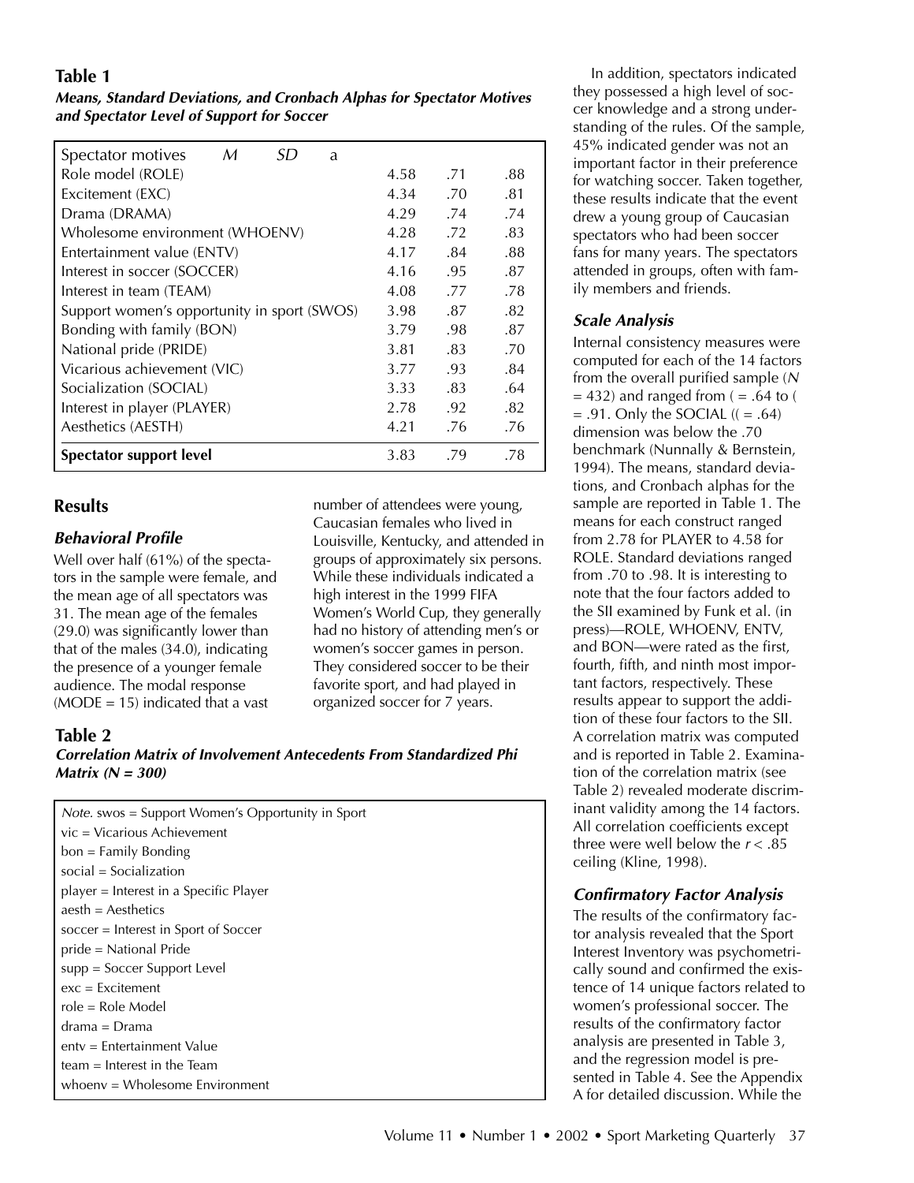## Table 1

***Means, Standard Deviations, and Cronbach Alphas for Spectator Motives and Spectator Level of Support for Soccer***

| Spectator motives | *M* | *SD* | a |
|---|---|---|---|
| Role model (ROLE) | 4.58 | .71 | .88 |
| Excitement (EXC) | 4.34 | .70 | .81 |
| Drama (DRAMA) | 4.29 | .74 | .74 |
| Wholesome environment (WHOENV) | 4.28 | .72 | .83 |
| Entertainment value (ENTV) | 4.17 | .84 | .88 |
| Interest in soccer (SOCCER) | 4.16 | .95 | .87 |
| Interest in team (TEAM) | 4.08 | .77 | .78 |
| Support women's opportunity in sport (SWOS) | 3.98 | .87 | .82 |
| Bonding with family (BON) | 3.79 | .98 | .87 |
| National pride (PRIDE) | 3.81 | .83 | .70 |
| Vicarious achievement (VIC) | 3.77 | .93 | .84 |
| Socialization (SOCIAL) | 3.33 | .83 | .64 |
| Interest in player (PLAYER) | 2.78 | .92 | .82 |
| Aesthetics (AESTH) | 4.21 | .76 | .76 |
| **Spectator support level** | 3.83 | .79 | .78 |

## Results

### *Behavioral Profile*

Well over half (61%) of the spectators in the sample were female, and the mean age of all spectators was 31. The mean age of the females (29.0) was significantly lower than that of the males (34.0), indicating the presence of a younger female audience. The modal response (MODE = 15) indicated that a vast number of attendees were young, Caucasian females who lived in Louisville, Kentucky, and attended in groups of approximately six persons. While these individuals indicated a high interest in the 1999 FIFA Women's World Cup, they generally had no history of attending men's or women's soccer games in person. They considered soccer to be their favorite sport, and had played in organized soccer for 7 years.

In addition, spectators indicated they possessed a high level of soccer knowledge and a strong understanding of the rules. Of the sample, 45% indicated gender was not an important factor in their preference for watching soccer. Taken together, these results indicate that the event drew a young group of Caucasian spectators who had been soccer fans for many years. The spectators attended in groups, often with family members and friends.

### *Scale Analysis*

Internal consistency measures were computed for each of the 14 factors from the overall purified sample (*N* = 432) and ranged from ( = .64 to ( = .91. Only the SOCIAL (( = .64) dimension was below the .70 benchmark (Nunnally & Bernstein, 1994). The means, standard deviations, and Cronbach alphas for the sample are reported in Table 1. The means for each construct ranged from 2.78 for PLAYER to 4.58 for ROLE. Standard deviations ranged from .70 to .98. It is interesting to note that the four factors added to the SII examined by Funk et al. (in press)—ROLE, WHOENV, ENTV, and BON—were rated as the first, fourth, fifth, and ninth most important factors, respectively. These results appear to support the addition of these four factors to the SII. A correlation matrix was computed and is reported in Table 2. Examination of the correlation matrix (see Table 2) revealed moderate discriminant validity among the 14 factors. All correlation coefficients except three were well below the $r < .85$ ceiling (Kline, 1998).

### *Confirmatory Factor Analysis*

The results of the confirmatory factor analysis revealed that the Sport Interest Inventory was psychometrically sound and confirmed the existence of 14 unique factors related to women's professional soccer. The results of the confirmatory factor analysis are presented in Table 3, and the regression model is presented in Table 4. See the Appendix A for detailed discussion. While the

## Table 2

***Correlation Matrix of Involvement Antecedents From Standardized Phi Matrix (N = 300)***

*Note.* swos = Support Women's Opportunity in Sport
vic = Vicarious Achievement
bon = Family Bonding
social = Socialization
player = Interest in a Specific Player
aesth = Aesthetics
soccer = Interest in Sport of Soccer
pride = National Pride
supp = Soccer Support Level
exc = Excitement
role = Role Model
drama = Drama
entv = Entertainment Value
team = Interest in the Team
whoenv = Wholesome Environment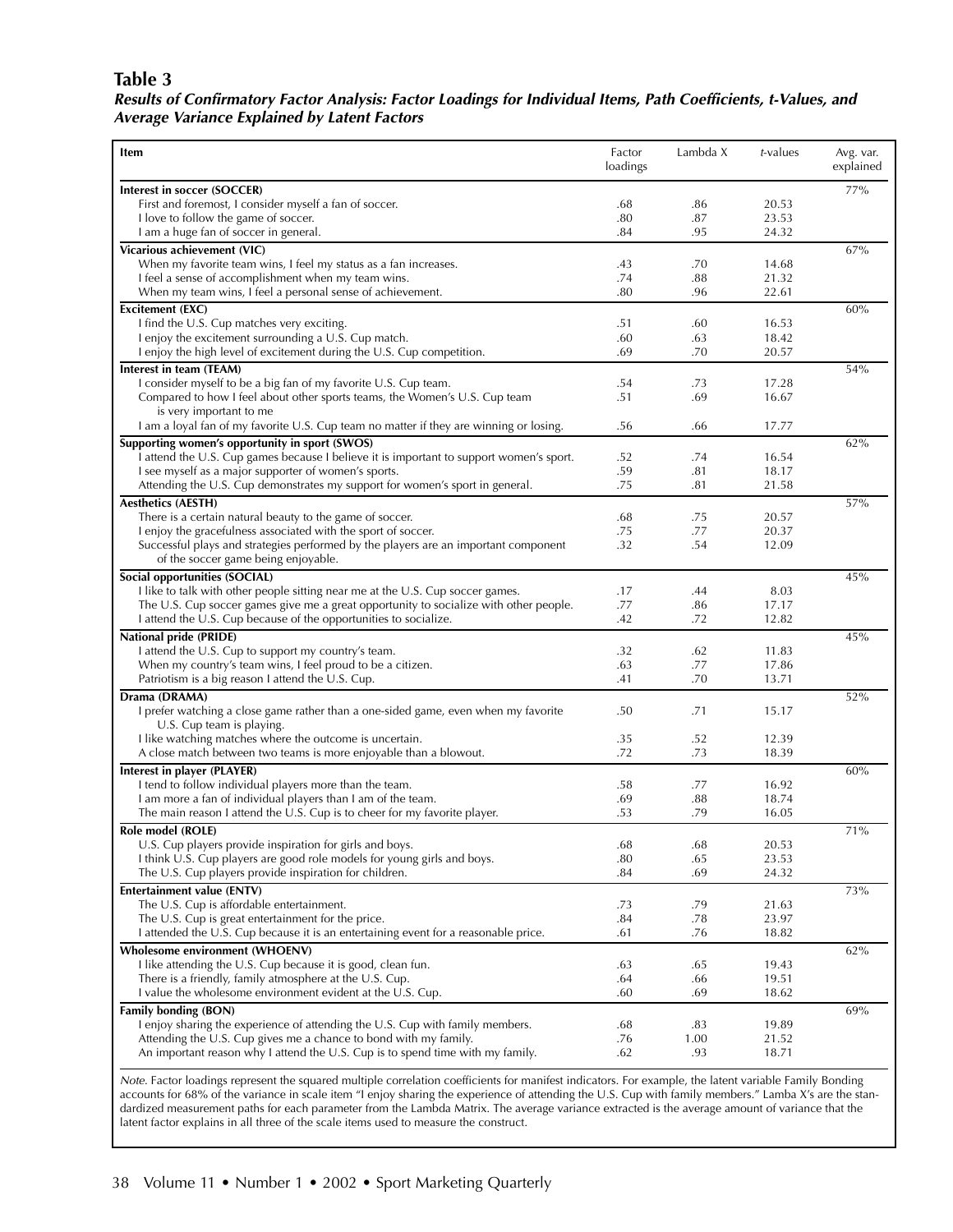**Table 3**
***Results of Confirmatory Factor Analysis: Factor Loadings for Individual Items, Path Coefficients, t-Values, and Average Variance Explained by Latent Factors***

| Item | Factor loadings | Lambda X | *t*-values | Avg. var. explained |
|---|---|---|---|---|
| **Interest in soccer (SOCCER)** | | | | 77% |
| First and foremost, I consider myself a fan of soccer. | .68 | .86 | 20.53 | |
| I love to follow the game of soccer. | .80 | .87 | 23.53 | |
| I am a huge fan of soccer in general. | .84 | .95 | 24.32 | |
| **Vicarious achievement (VIC)** | | | | 67% |
| When my favorite team wins, I feel my status as a fan increases. | .43 | .70 | 14.68 | |
| I feel a sense of accomplishment when my team wins. | .74 | .88 | 21.32 | |
| When my team wins, I feel a personal sense of achievement. | .80 | .96 | 22.61 | |
| **Excitement (EXC)** | | | | 60% |
| I find the U.S. Cup matches very exciting. | .51 | .60 | 16.53 | |
| I enjoy the excitement surrounding a U.S. Cup match. | .60 | .63 | 18.42 | |
| I enjoy the high level of excitement during the U.S. Cup competition. | .69 | .70 | 20.57 | |
| **Interest in team (TEAM)** | | | | 54% |
| I consider myself to be a big fan of my favorite U.S. Cup team. | .54 | .73 | 17.28 | |
| Compared to how I feel about other sports teams, the Women's U.S. Cup team is very important to me | .51 | .69 | 16.67 | |
| I am a loyal fan of my favorite U.S. Cup team no matter if they are winning or losing. | .56 | .66 | 17.77 | |
| **Supporting women's opportunity in sport (SWOS)** | | | | 62% |
| I attend the U.S. Cup games because I believe it is important to support women's sport. | .52 | .74 | 16.54 | |
| I see myself as a major supporter of women's sports. | .59 | .81 | 18.17 | |
| Attending the U.S. Cup demonstrates my support for women's sport in general. | .75 | .81 | 21.58 | |
| **Aesthetics (AESTH)** | | | | 57% |
| There is a certain natural beauty to the game of soccer. | .68 | .75 | 20.57 | |
| I enjoy the gracefulness associated with the sport of soccer. | .75 | .77 | 20.37 | |
| Successful plays and strategies performed by the players are an important component of the soccer game being enjoyable. | .32 | .54 | 12.09 | |
| **Social opportunities (SOCIAL)** | | | | 45% |
| I like to talk with other people sitting near me at the U.S. Cup soccer games. | .17 | .44 | 8.03 | |
| The U.S. Cup soccer games give me a great opportunity to socialize with other people. | .77 | .86 | 17.17 | |
| I attend the U.S. Cup because of the opportunities to socialize. | .42 | .72 | 12.82 | |
| **National pride (PRIDE)** | | | | 45% |
| I attend the U.S. Cup to support my country's team. | .32 | .62 | 11.83 | |
| When my country's team wins, I feel proud to be a citizen. | .63 | .77 | 17.86 | |
| Patriotism is a big reason I attend the U.S. Cup. | .41 | .70 | 13.71 | |
| **Drama (DRAMA)** | | | | 52% |
| I prefer watching a close game rather than a one-sided game, even when my favorite U.S. Cup team is playing. | .50 | .71 | 15.17 | |
| I like watching matches where the outcome is uncertain. | .35 | .52 | 12.39 | |
| A close match between two teams is more enjoyable than a blowout. | .72 | .73 | 18.39 | |
| **Interest in player (PLAYER)** | | | | 60% |
| I tend to follow individual players more than the team. | .58 | .77 | 16.92 | |
| I am more a fan of individual players than I am of the team. | .69 | .88 | 18.74 | |
| The main reason I attend the U.S. Cup is to cheer for my favorite player. | .53 | .79 | 16.05 | |
| **Role model (ROLE)** | | | | 71% |
| U.S. Cup players provide inspiration for girls and boys. | .68 | .68 | 20.53 | |
| I think U.S. Cup players are good role models for young girls and boys. | .80 | .65 | 23.53 | |
| The U.S. Cup players provide inspiration for children. | .84 | .69 | 24.32 | |
| **Entertainment value (ENTV)** | | | | 73% |
| The U.S. Cup is affordable entertainment. | .73 | .79 | 21.63 | |
| The U.S. Cup is great entertainment for the price. | .84 | .78 | 23.97 | |
| I attended the U.S. Cup because it is an entertaining event for a reasonable price. | .61 | .76 | 18.82 | |
| **Wholesome environment (WHOENV)** | | | | 62% |
| I like attending the U.S. Cup because it is good, clean fun. | .63 | .65 | 19.43 | |
| There is a friendly, family atmosphere at the U.S. Cup. | .64 | .66 | 19.51 | |
| I value the wholesome environment evident at the U.S. Cup. | .60 | .69 | 18.62 | |
| **Family bonding (BON)** | | | | 69% |
| I enjoy sharing the experience of attending the U.S. Cup with family members. | .68 | .83 | 19.89 | |
| Attending the U.S. Cup gives me a chance to bond with my family. | .76 | 1.00 | 21.52 | |
| An important reason why I attend the U.S. Cup is to spend time with my family. | .62 | .93 | 18.71 | |

*Note.* Factor loadings represent the squared multiple correlation coefficients for manifest indicators. For example, the latent variable Family Bonding accounts for 68% of the variance in scale item "I enjoy sharing the experience of attending the U.S. Cup with family members." Lamba X's are the standardized measurement paths for each parameter from the Lambda Matrix. The average variance extracted is the average amount of variance that the latent factor explains in all three of the scale items used to measure the construct.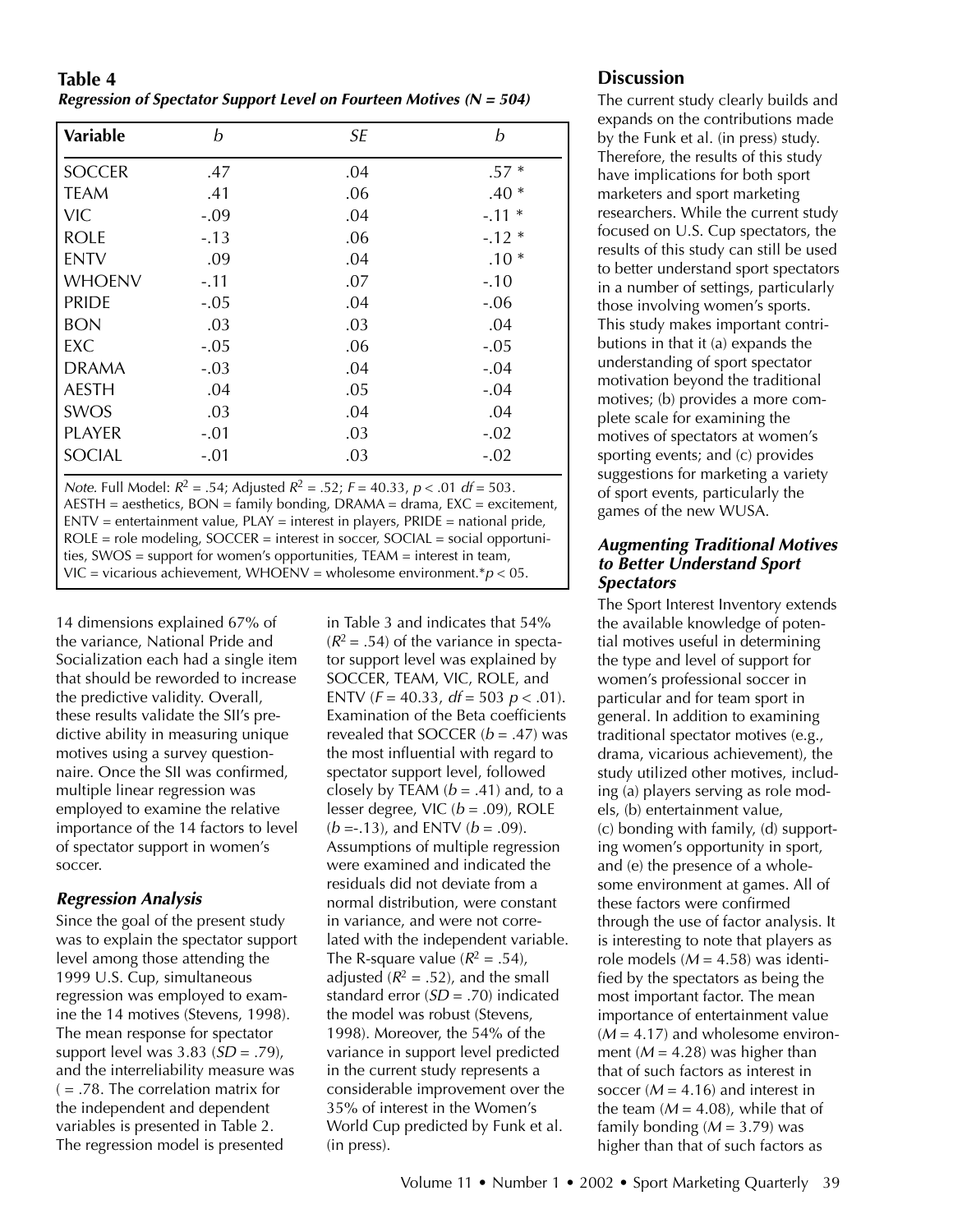**Table 4**
***Regression of Spectator Support Level on Fourteen Motives (N = 504)***

| Variable | *b* | *SE* | *b* |
|---|---|---|---|
| SOCCER | .47 | .04 | .57 * |
| TEAM | .41 | .06 | .40 * |
| VIC | -.09 | .04 | -.11 * |
| ROLE | -.13 | .06 | -.12 * |
| ENTV | .09 | .04 | .10 * |
| WHOENV | -.11 | .07 | -.10 |
| PRIDE | -.05 | .04 | -.06 |
| BON | .03 | .03 | .04 |
| EXC | -.05 | .06 | -.05 |
| DRAMA | -.03 | .04 | -.04 |
| AESTH | .04 | .05 | -.04 |
| SWOS | .03 | .04 | .04 |
| PLAYER | -.01 | .03 | -.02 |
| SOCIAL | -.01 | .03 | -.02 |

*Note.* Full Model: $R^2 = .54$; Adjusted $R^2 = .52$; $F = 40.33$, $p < .01$ $df = 503$. AESTH = aesthetics, BON = family bonding, DRAMA = drama, EXC = excitement, ENTV = entertainment value, PLAY = interest in players, PRIDE = national pride, ROLE = role modeling, SOCCER = interest in soccer, SOCIAL = social opportunities, SWOS = support for women's opportunities, TEAM = interest in team, VIC = vicarious achievement, WHOENV = wholesome environment.*$p < 05$.

14 dimensions explained 67% of the variance, National Pride and Socialization each had a single item that should be reworded to increase the predictive validity. Overall, these results validate the SII's predictive ability in measuring unique motives using a survey questionnaire. Once the SII was confirmed, multiple linear regression was employed to examine the relative importance of the 14 factors to level of spectator support in women's soccer.

### *Regression Analysis*

Since the goal of the present study was to explain the spectator support level among those attending the 1999 U.S. Cup, simultaneous regression was employed to examine the 14 motives (Stevens, 1998). The mean response for spectator support level was 3.83 (*SD* = .79), and the interreliability measure was ( = .78. The correlation matrix for the independent and dependent variables is presented in Table 2. The regression model is presented in Table 3 and indicates that 54% ($R^2 = .54$) of the variance in spectator support level was explained by SOCCER, TEAM, VIC, ROLE, and ENTV ($F = 40.33$, $df = 503$ $p < .01$). Examination of the Beta coefficients revealed that SOCCER (*b* = .47) was the most influential with regard to spectator support level, followed closely by TEAM (*b* = .41) and, to a lesser degree, VIC (*b* = .09), ROLE (*b* =-.13), and ENTV (*b* = .09). Assumptions of multiple regression were examined and indicated the residuals did not deviate from a normal distribution, were constant in variance, and were not correlated with the independent variable. The R-square value ($R^2 = .54$), adjusted ($R^2 = .52$), and the small standard error (*SD* = .70) indicated the model was robust (Stevens, 1998). Moreover, the 54% of the variance in support level predicted in the current study represents a considerable improvement over the 35% of interest in the Women's World Cup predicted by Funk et al. (in press).

## Discussion

The current study clearly builds and expands on the contributions made by the Funk et al. (in press) study. Therefore, the results of this study have implications for both sport marketers and sport marketing researchers. While the current study focused on U.S. Cup spectators, the results of this study can still be used to better understand sport spectators in a number of settings, particularly those involving women's sports. This study makes important contributions in that it (a) expands the understanding of sport spectator motivation beyond the traditional motives; (b) provides a more complete scale for examining the motives of spectators at women's sporting events; and (c) provides suggestions for marketing a variety of sport events, particularly the games of the new WUSA.

### *Augmenting Traditional Motives to Better Understand Sport Spectators*

The Sport Interest Inventory extends the available knowledge of potential motives useful in determining the type and level of support for women's professional soccer in particular and for team sport in general. In addition to examining traditional spectator motives (e.g., drama, vicarious achievement), the study utilized other motives, including (a) players serving as role models, (b) entertainment value, (c) bonding with family, (d) supporting women's opportunity in sport, and (e) the presence of a wholesome environment at games. All of these factors were confirmed through the use of factor analysis. It is interesting to note that players as role models (*M* = 4.58) was identified by the spectators as being the most important factor. The mean importance of entertainment value (*M* = 4.17) and wholesome environment (*M* = 4.28) was higher than that of such factors as interest in soccer (*M* = 4.16) and interest in the team (*M* = 4.08), while that of family bonding (*M* = 3.79) was higher than that of such factors as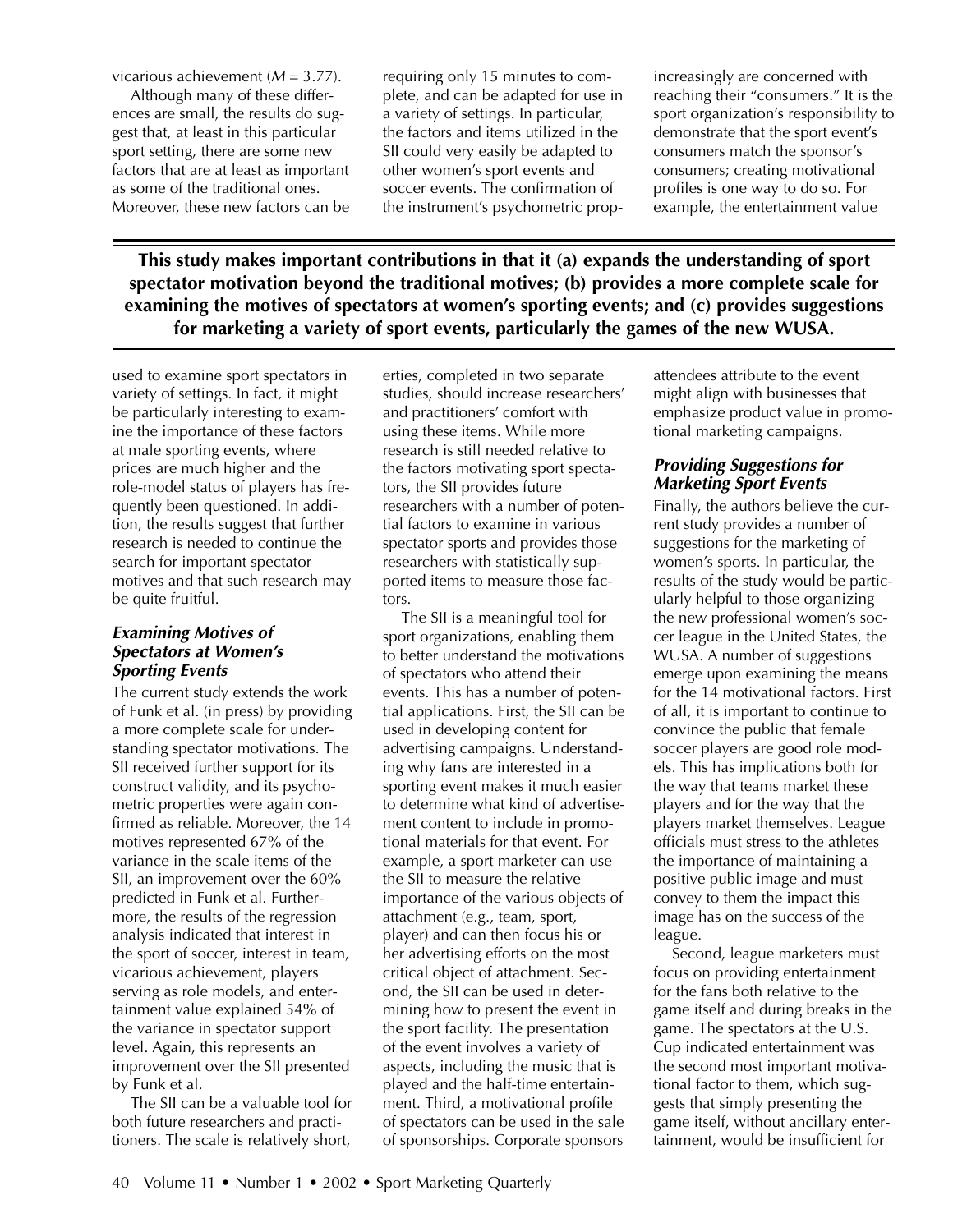vicarious achievement ($M = 3.77$).

Although many of these differences are small, the results do suggest that, at least in this particular sport setting, there are some new factors that are at least as important as some of the traditional ones. Moreover, these new factors can be used to examine sport spectators in variety of settings. In fact, it might be particularly interesting to examine the importance of these factors at male sporting events, where prices are much higher and the role-model status of players has frequently been questioned. In addition, the results suggest that further research is needed to continue the search for important spectator motives and that such research may be quite fruitful.

**This study makes important contributions in that it (a) expands the understanding of sport spectator motivation beyond the traditional motives; (b) provides a more complete scale for examining the motives of spectators at women's sporting events; and (c) provides suggestions for marketing a variety of sport events, particularly the games of the new WUSA.**

### *Examining Motives of Spectators at Women's Sporting Events*

The current study extends the work of Funk et al. (in press) by providing a more complete scale for understanding spectator motivations. The SII received further support for its construct validity, and its psychometric properties were again confirmed as reliable. Moreover, the 14 motives represented 67% of the variance in the scale items of the SII, an improvement over the 60% predicted in Funk et al. Furthermore, the results of the regression analysis indicated that interest in the sport of soccer, interest in team, vicarious achievement, players serving as role models, and entertainment value explained 54% of the variance in spectator support level. Again, this represents an improvement over the SII presented by Funk et al.

The SII can be a valuable tool for both future researchers and practitioners. The scale is relatively short, requiring only 15 minutes to complete, and can be adapted for use in a variety of settings. In particular, the factors and items utilized in the SII could very easily be adapted to other women's sport events and soccer events. The confirmation of the instrument's psychometric properties, completed in two separate studies, should increase researchers' and practitioners' comfort with using these items. While more research is still needed relative to the factors motivating sport spectators, the SII provides future researchers with a number of potential factors to examine in various spectator sports and provides those researchers with statistically supported items to measure those factors.

The SII is a meaningful tool for sport organizations, enabling them to better understand the motivations of spectators who attend their events. This has a number of potential applications. First, the SII can be used in developing content for advertising campaigns. Understanding why fans are interested in a sporting event makes it much easier to determine what kind of advertisement content to include in promotional materials for that event. For example, a sport marketer can use the SII to measure the relative importance of the various objects of attachment (e.g., team, sport, player) and can then focus his or her advertising efforts on the most critical object of attachment. Second, the SII can be used in determining how to present the event in the sport facility. The presentation of the event involves a variety of aspects, including the music that is played and the half-time entertainment. Third, a motivational profile of spectators can be used in the sale of sponsorships. Corporate sponsors increasingly are concerned with reaching their "consumers." It is the sport organization's responsibility to demonstrate that the sport event's consumers match the sponsor's consumers; creating motivational profiles is one way to do so. For example, the entertainment value attendees attribute to the event might align with businesses that emphasize product value in promotional marketing campaigns.

### *Providing Suggestions for Marketing Sport Events*

Finally, the authors believe the current study provides a number of suggestions for the marketing of women's sports. In particular, the results of the study would be particularly helpful to those organizing the new professional women's soccer league in the United States, the WUSA. A number of suggestions emerge upon examining the means for the 14 motivational factors. First of all, it is important to continue to convince the public that female soccer players are good role models. This has implications both for the way that teams market these players and for the way that the players market themselves. League officials must stress to the athletes the importance of maintaining a positive public image and must convey to them the impact this image has on the success of the league.

Second, league marketers must focus on providing entertainment for the fans both relative to the game itself and during breaks in the game. The spectators at the U.S. Cup indicated entertainment was the second most important motivational factor to them, which suggests that simply presenting the game itself, without ancillary entertainment, would be insufficient for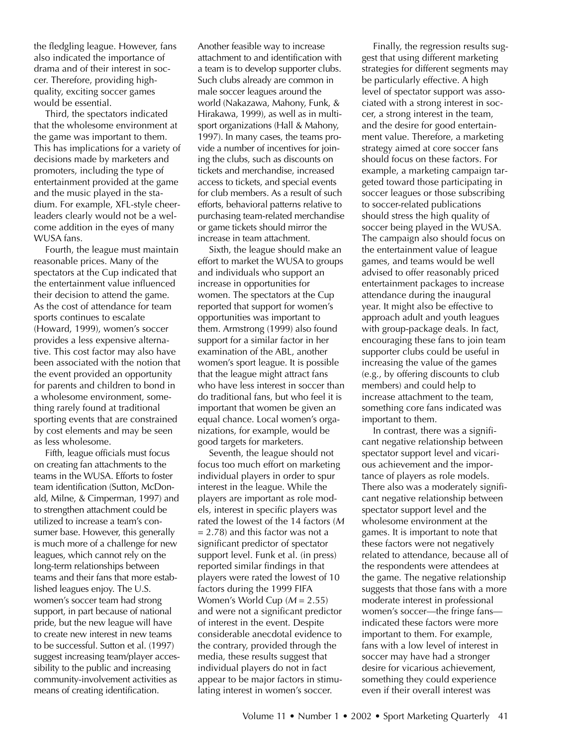the fledgling league. However, fans also indicated the importance of drama and of their interest in soccer. Therefore, providing high-quality, exciting soccer games would be essential.

Third, the spectators indicated that the wholesome environment at the game was important to them. This has implications for a variety of decisions made by marketers and promoters, including the type of entertainment provided at the game and the music played in the stadium. For example, XFL-style cheerleaders clearly would not be a welcome addition in the eyes of many WUSA fans.

Fourth, the league must maintain reasonable prices. Many of the spectators at the Cup indicated that the entertainment value influenced their decision to attend the game. As the cost of attendance for team sports continues to escalate (Howard, 1999), women's soccer provides a less expensive alternative. This cost factor may also have been associated with the notion that the event provided an opportunity for parents and children to bond in a wholesome environment, something rarely found at traditional sporting events that are constrained by cost elements and may be seen as less wholesome.

Fifth, league officials must focus on creating fan attachments to the teams in the WUSA. Efforts to foster team identification (Sutton, McDonald, Milne, & Cimperman, 1997) and to strengthen attachment could be utilized to increase a team's consumer base. However, this generally is much more of a challenge for new leagues, which cannot rely on the long-term relationships between teams and their fans that more established leagues enjoy. The U.S. women's soccer team had strong support, in part because of national pride, but the new league will have to create new interest in new teams to be successful. Sutton et al. (1997) suggest increasing team/player accessibility to the public and increasing community-involvement activities as means of creating identification. Another feasible way to increase attachment to and identification with a team is to develop supporter clubs. Such clubs already are common in male soccer leagues around the world (Nakazawa, Mahony, Funk, & Hirakawa, 1999), as well as in multi-sport organizations (Hall & Mahony, 1997). In many cases, the teams provide a number of incentives for joining the clubs, such as discounts on tickets and merchandise, increased access to tickets, and special events for club members. As a result of such efforts, behavioral patterns relative to purchasing team-related merchandise or game tickets should mirror the increase in team attachment.

Sixth, the league should make an effort to market the WUSA to groups and individuals who support an increase in opportunities for women. The spectators at the Cup reported that support for women's opportunities was important to them. Armstrong (1999) also found support for a similar factor in her examination of the ABL, another women's sport league. It is possible that the league might attract fans who have less interest in soccer than do traditional fans, but who feel it is important that women be given an equal chance. Local women's organizations, for example, would be good targets for marketers.

Seventh, the league should not focus too much effort on marketing individual players in order to spur interest in the league. While the players are important as role models, interest in specific players was rated the lowest of the 14 factors ($M = 2.78$) and this factor was not a significant predictor of spectator support level. Funk et al. (in press) reported similar findings in that players were rated the lowest of 10 factors during the 1999 FIFA Women's World Cup ($M = 2.55$) and were not a significant predictor of interest in the event. Despite considerable anecdotal evidence to the contrary, provided through the media, these results suggest that individual players do not in fact appear to be major factors in stimulating interest in women's soccer.

Finally, the regression results suggest that using different marketing strategies for different segments may be particularly effective. A high level of spectator support was associated with a strong interest in soccer, a strong interest in the team, and the desire for good entertainment value. Therefore, a marketing strategy aimed at core soccer fans should focus on these factors. For example, a marketing campaign targeted toward those participating in soccer leagues or those subscribing to soccer-related publications should stress the high quality of soccer being played in the WUSA. The campaign also should focus on the entertainment value of league games, and teams would be well advised to offer reasonably priced entertainment packages to increase attendance during the inaugural year. It might also be effective to approach adult and youth leagues with group-package deals. In fact, encouraging these fans to join team supporter clubs could be useful in increasing the value of the games (e.g., by offering discounts to club members) and could help to increase attachment to the team, something core fans indicated was important to them.

In contrast, there was a significant negative relationship between spectator support level and vicarious achievement and the importance of players as role models. There also was a moderately significant negative relationship between spectator support level and the wholesome environment at the games. It is important to note that these factors were not negatively related to attendance, because all of the respondents were attendees at the game. The negative relationship suggests that those fans with a more moderate interest in professional women's soccer—the fringe fans—indicated these factors were more important to them. For example, fans with a low level of interest in soccer may have had a stronger desire for vicarious achievement, something they could experience even if their overall interest was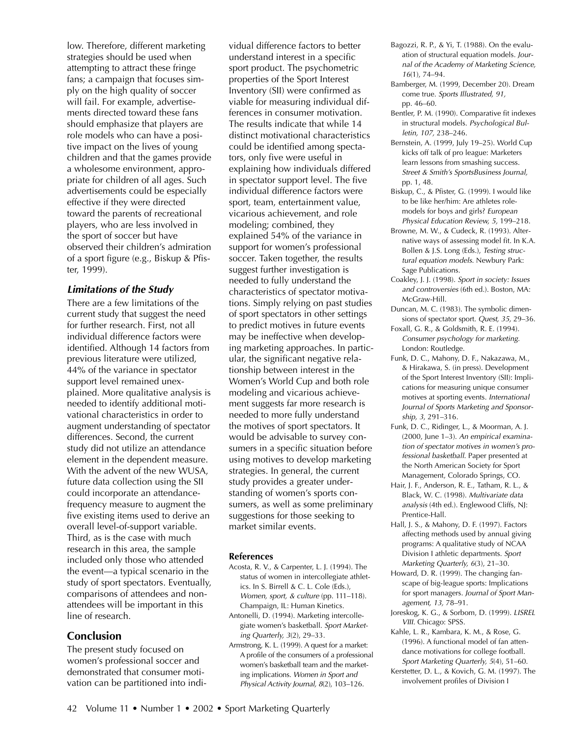low. Therefore, different marketing strategies should be used when attempting to attract these fringe fans; a campaign that focuses simply on the high quality of soccer will fail. For example, advertisements directed toward these fans should emphasize that players are role models who can have a positive impact on the lives of young children and that the games provide a wholesome environment, appropriate for children of all ages. Such advertisements could be especially effective if they were directed toward the parents of recreational players, who are less involved in the sport of soccer but have observed their children's admiration of a sport figure (e.g., Biskup & Pfister, 1999).

### *Limitations of the Study*

There are a few limitations of the current study that suggest the need for further research. First, not all individual difference factors were identified. Although 14 factors from previous literature were utilized, 44% of the variance in spectator support level remained unexplained. More qualitative analysis is needed to identify additional motivational characteristics in order to augment understanding of spectator differences. Second, the current study did not utilize an attendance element in the dependent measure. With the advent of the new WUSA, future data collection using the SII could incorporate an attendance-frequency measure to augment the five existing items used to derive an overall level-of-support variable. Third, as is the case with much research in this area, the sample included only those who attended the event—a typical scenario in the study of sport spectators. Eventually, comparisons of attendees and nonattendees will be important in this line of research.

## Conclusion

The present study focused on women's professional soccer and demonstrated that consumer motivation can be partitioned into individual difference factors to better understand interest in a specific sport product. The psychometric properties of the Sport Interest Inventory (SII) were confirmed as viable for measuring individual differences in consumer motivation. The results indicate that while 14 distinct motivational characteristics could be identified among spectators, only five were useful in explaining how individuals differed in spectator support level. The five individual difference factors were sport, team, entertainment value, vicarious achievement, and role modeling; combined, they explained 54% of the variance in support for women's professional soccer. Taken together, the results suggest further investigation is needed to fully understand the characteristics of spectator motivations. Simply relying on past studies of sport spectators in other settings to predict motives in future events may be ineffective when developing marketing approaches. In particular, the significant negative relationship between interest in the Women's World Cup and both role modeling and vicarious achievement suggests far more research is needed to more fully understand the motives of sport spectators. It would be advisable to survey consumers in a specific situation before using motives to develop marketing strategies. In general, the current study provides a greater understanding of women's sports consumers, as well as some preliminary suggestions for those seeking to market similar events.

#### References

Acosta, R. V., & Carpenter, L. J. (1994). The status of women in intercollegiate athletics. In S. Birrell & C. L. Cole (Eds.), *Women, sport, & culture* (pp. 111–118). Champaign, IL: Human Kinetics.

Antonelli, D. (1994). Marketing intercollegiate women's basketball. *Sport Marketing Quarterly, 3*(2), 29–33.

Armstrong, K. L. (1999). A quest for a market: A profile of the consumers of a professional women's basketball team and the marketing implications. *Women in Sport and Physical Activity Journal, 8*(2), 103–126.

Bagozzi, R. P., & Yi, T. (1988). On the evaluation of structural equation models. *Journal of the Academy of Marketing Science, 16*(1), 74–94.

Bamberger, M. (1999, December 20). Dream come true. *Sports Illustrated, 91,* pp. 46–60.

Bentler, P. M. (1990). Comparative fit indexes in structural models. *Psychological Bulletin, 107,* 238–246.

Bernstein, A. (1999, July 19–25). World Cup kicks off talk of pro league: Marketers learn lessons from smashing success. *Street & Smith's SportsBusiness Journal,* pp. 1, 48.

Biskup, C., & Pfister, G. (1999). I would like to be like her/him: Are athletes role-models for boys and girls? *European Physical Education Review, 5,* 199–218.

Browne, M. W., & Cudeck, R. (1993). Alternative ways of assessing model fit. In K.A. Bollen & J.S. Long (Eds.), *Testing structural equation models.* Newbury Park: Sage Publications.

Coakley, J. J. (1998). *Sport in society: Issues and controversies* (6th ed.). Boston, MA: McGraw-Hill.

Duncan, M. C. (1983). The symbolic dimensions of spectator sport. *Quest, 35,* 29–36.

Foxall, G. R., & Goldsmith, R. E. (1994). *Consumer psychology for marketing.* London: Routledge.

Funk, D. C., Mahony, D. F., Nakazawa, M., & Hirakawa, S. (in press). Development of the Sport Interest Inventory (SII): Implications for measuring unique consumer motives at sporting events. *International Journal of Sports Marketing and Sponsorship, 3,* 291–316.

Funk, D. C., Ridinger, L., & Moorman, A. J. (2000, June 1–3). *An empirical examination of spectator motives in women's professional basketball.* Paper presented at the North American Society for Sport Management, Colorado Springs, CO.

Hair, J. F., Anderson, R. E., Tatham, R. L., & Black, W. C. (1998). *Multivariate data analysis* (4th ed.). Englewood Cliffs, NJ: Prentice-Hall.

Hall, J. S., & Mahony, D. F. (1997). Factors affecting methods used by annual giving programs: A qualitative study of NCAA Division I athletic departments. *Sport Marketing Quarterly, 6*(3), 21–30.

Howard, D. R. (1999). The changing fanscape of big-league sports: Implications for sport managers. *Journal of Sport Management, 13,* 78–91.

Joreskog, K. G., & Sorbom, D. (1999). *LISREL VIII.* Chicago: SPSS.

Kahle, L. R., Kambara, K. M., & Rose, G. (1996). A functional model of fan attendance motivations for college football. *Sport Marketing Quarterly, 5*(4), 51–60.

Kerstetter, D. L., & Kovich, G. M. (1997). The involvement profiles of Division I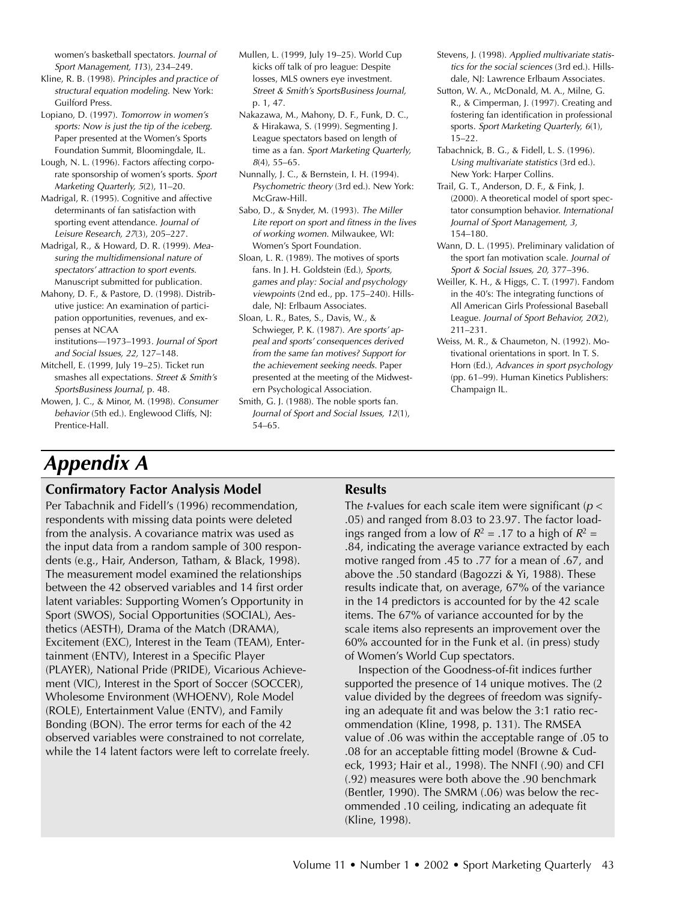women's basketball spectators. *Journal of Sport Management, 11*3), 234–249.

Kline, R. B. (1998). *Principles and practice of structural equation modeling.* New York: Guilford Press.

Lopiano, D. (1997). *Tomorrow in women's sports: Now is just the tip of the iceberg.* Paper presented at the Women's Sports Foundation Summit, Bloomingdale, IL.

Lough, N. L. (1996). Factors affecting corporate sponsorship of women's sports. *Sport Marketing Quarterly, 5*(2), 11–20.

Madrigal, R. (1995). Cognitive and affective determinants of fan satisfaction with sporting event attendance. *Journal of Leisure Research, 27*(3), 205–227.

Madrigal, R., & Howard, D. R. (1999). *Measuring the multidimensional nature of spectators' attraction to sport events.* Manuscript submitted for publication.

Mahony, D. F., & Pastore, D. (1998). Distributive justice: An examination of participation opportunities, revenues, and expenses at NCAA institutions—1973–1993. *Journal of Sport and Social Issues, 22,* 127–148.

Mitchell, E. (1999, July 19–25). Ticket run smashes all expectations. *Street & Smith's SportsBusiness Journal,* p. 48.

Mowen, J. C., & Minor, M. (1998). *Consumer behavior* (5th ed.). Englewood Cliffs, NJ: Prentice-Hall.

Mullen, L. (1999, July 19–25). World Cup kicks off talk of pro league: Despite losses, MLS owners eye investment. *Street & Smith's SportsBusiness Journal,* p. 1, 47.

Nakazawa, M., Mahony, D. F., Funk, D. C., & Hirakawa, S. (1999). Segmenting J. League spectators based on length of time as a fan. *Sport Marketing Quarterly, 8*(4), 55–65.

Nunnally, J. C., & Bernstein, I. H. (1994). *Psychometric theory* (3rd ed.). New York: McGraw-Hill.

Sabo, D., & Snyder, M. (1993). *The Miller Lite report on sport and fitness in the lives of working women.* Milwaukee, WI: Women's Sport Foundation.

Sloan, L. R. (1989). The motives of sports fans. In J. H. Goldstein (Ed.), *Sports, games and play: Social and psychology viewpoints* (2nd ed., pp. 175–240). Hillsdale, NJ: Erlbaum Associates.

Sloan, L. R., Bates, S., Davis, W., & Schwieger, P. K. (1987). *Are sports' appeal and sports' consequences derived from the same fan motives? Support for the achievement seeking needs.* Paper presented at the meeting of the Midwestern Psychological Association.

Smith, G. J. (1988). The noble sports fan. *Journal of Sport and Social Issues, 12*(1), 54–65.

Stevens, J. (1998). *Applied multivariate statistics for the social sciences* (3rd ed.). Hillsdale, NJ: Lawrence Erlbaum Associates.

Sutton, W. A., McDonald, M. A., Milne, G. R., & Cimperman, J. (1997). Creating and fostering fan identification in professional sports. *Sport Marketing Quarterly, 6*(1), 15–22.

Tabachnick, B. G., & Fidell, L. S. (1996). *Using multivariate statistics* (3rd ed.). New York: Harper Collins.

Trail, G. T., Anderson, D. F., & Fink, J. (2000). A theoretical model of sport spectator consumption behavior. *International Journal of Sport Management, 3,* 154–180.

Wann, D. L. (1995). Preliminary validation of the sport fan motivation scale. *Journal of Sport & Social Issues, 20,* 377–396.

Weiller, K. H., & Higgs, C. T. (1997). Fandom in the 40's: The integrating functions of All American Girls Professional Baseball League. *Journal of Sport Behavior, 20*(2), 211–231.

Weiss, M. R., & Chaumeton, N. (1992). Motivational orientations in sport. In T. S. Horn (Ed.), *Advances in sport psychology* (pp. 61–99). Human Kinetics Publishers: Champaign IL.

# *Appendix A*

## Confirmatory Factor Analysis Model

Per Tabachnik and Fidell's (1996) recommendation, respondents with missing data points were deleted from the analysis. A covariance matrix was used as the input data from a random sample of 300 respondents (e.g., Hair, Anderson, Tatham, & Black, 1998). The measurement model examined the relationships between the 42 observed variables and 14 first order latent variables: Supporting Women's Opportunity in Sport (SWOS), Social Opportunities (SOCIAL), Aesthetics (AESTH), Drama of the Match (DRAMA), Excitement (EXC), Interest in the Team (TEAM), Entertainment (ENTV), Interest in a Specific Player (PLAYER), National Pride (PRIDE), Vicarious Achievement (VIC), Interest in the Sport of Soccer (SOCCER), Wholesome Environment (WHOENV), Role Model (ROLE), Entertainment Value (ENTV), and Family Bonding (BON). The error terms for each of the 42 observed variables were constrained to not correlate, while the 14 latent factors were left to correlate freely.

## Results

The *t*-values for each scale item were significant ($p < .05$) and ranged from 8.03 to 23.97. The factor loadings ranged from a low of $R^2 = .17$ to a high of $R^2 = .84$, indicating the average variance extracted by each motive ranged from .45 to .77 for a mean of .67, and above the .50 standard (Bagozzi & Yi, 1988). These results indicate that, on average, 67% of the variance in the 14 predictors is accounted for by the 42 scale items. The 67% of variance accounted for by the scale items also represents an improvement over the 60% accounted for in the Funk et al. (in press) study of Women's World Cup spectators.

Inspection of the Goodness-of-fit indices further supported the presence of 14 unique motives. The (2 value divided by the degrees of freedom was signifying an adequate fit and was below the 3:1 ratio recommendation (Kline, 1998, p. 131). The RMSEA value of .06 was within the acceptable range of .05 to .08 for an acceptable fitting model (Browne & Cudeck, 1993; Hair et al., 1998). The NNFI (.90) and CFI (.92) measures were both above the .90 benchmark (Bentler, 1990). The SMRM (.06) was below the recommended .10 ceiling, indicating an adequate fit (Kline, 1998).